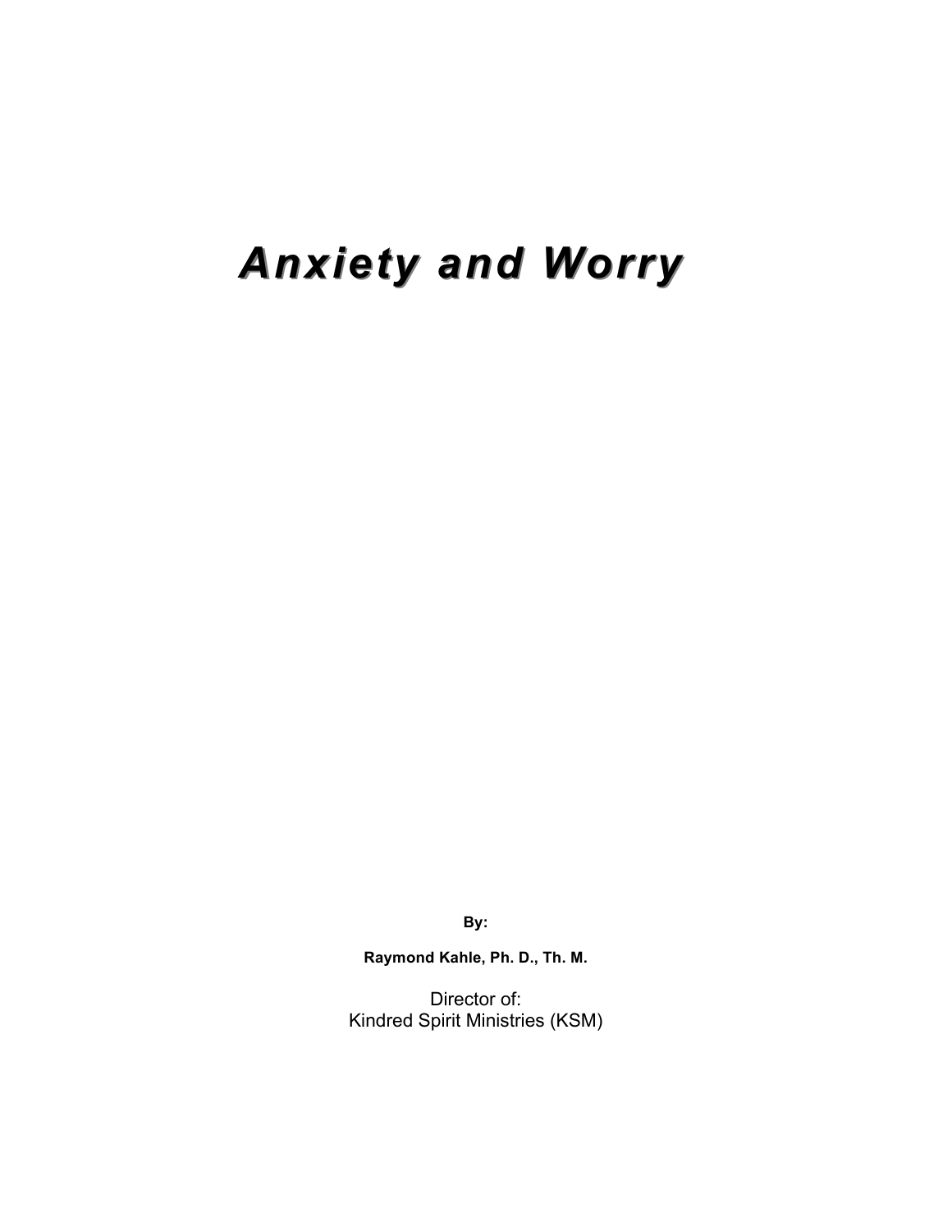# *Anxiety and Worry*

**By:**

**Raymond Kahle, Ph. D., Th. M.**

Director of:
Kindred Spirit Ministries (KSM)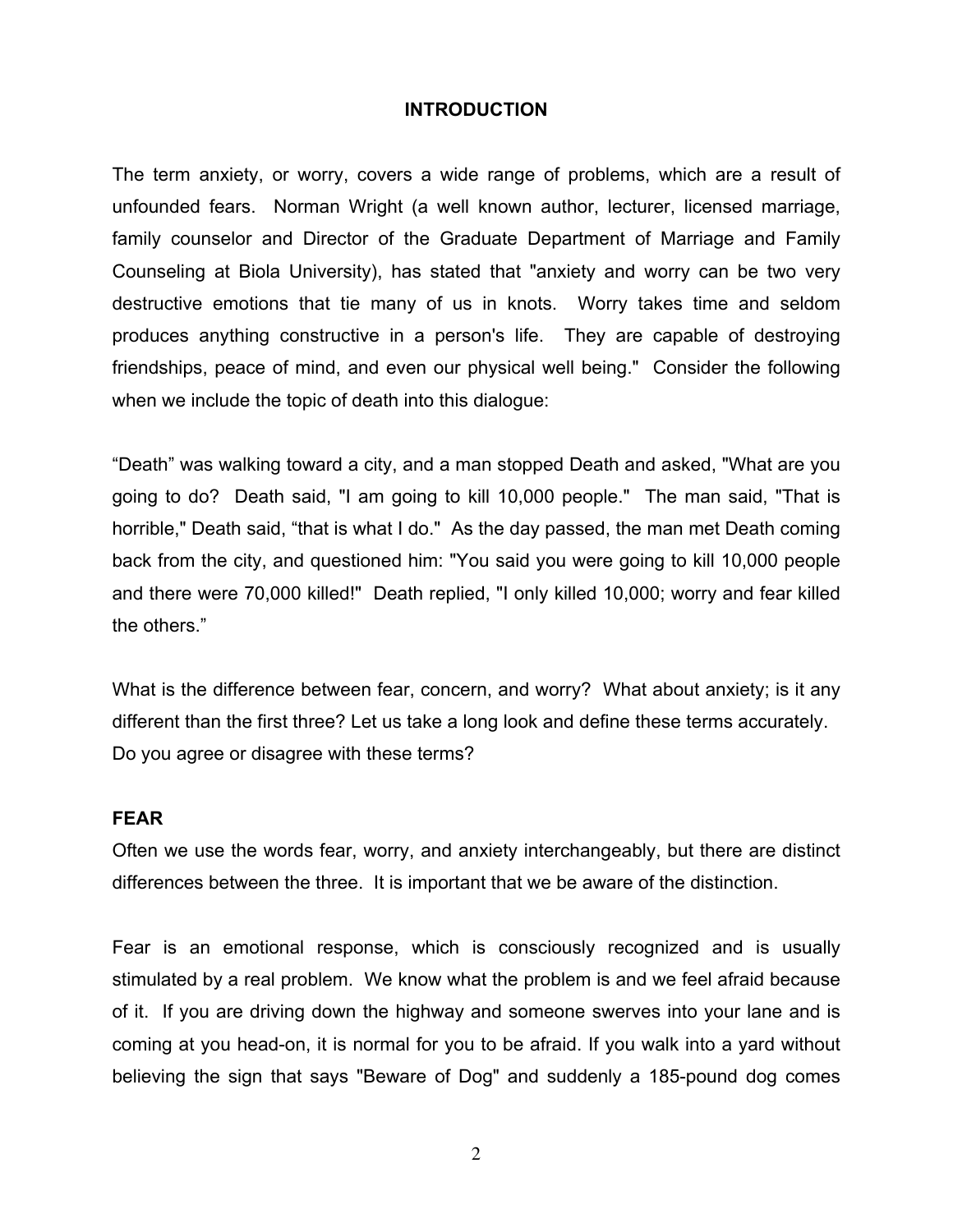## INTRODUCTION

The term anxiety, or worry, covers a wide range of problems, which are a result of unfounded fears. Norman Wright (a well known author, lecturer, licensed marriage, family counselor and Director of the Graduate Department of Marriage and Family Counseling at Biola University), has stated that "anxiety and worry can be two very destructive emotions that tie many of us in knots. Worry takes time and seldom produces anything constructive in a person's life. They are capable of destroying friendships, peace of mind, and even our physical well being." Consider the following when we include the topic of death into this dialogue:

"Death" was walking toward a city, and a man stopped Death and asked, "What are you going to do? Death said, "I am going to kill 10,000 people." The man said, "That is horrible," Death said, "that is what I do." As the day passed, the man met Death coming back from the city, and questioned him: "You said you were going to kill 10,000 people and there were 70,000 killed!" Death replied, "I only killed 10,000; worry and fear killed the others."

What is the difference between fear, concern, and worry? What about anxiety; is it any different than the first three? Let us take a long look and define these terms accurately. Do you agree or disagree with these terms?

### FEAR

Often we use the words fear, worry, and anxiety interchangeably, but there are distinct differences between the three. It is important that we be aware of the distinction.

Fear is an emotional response, which is consciously recognized and is usually stimulated by a real problem. We know what the problem is and we feel afraid because of it. If you are driving down the highway and someone swerves into your lane and is coming at you head-on, it is normal for you to be afraid. If you walk into a yard without believing the sign that says "Beware of Dog" and suddenly a 185-pound dog comes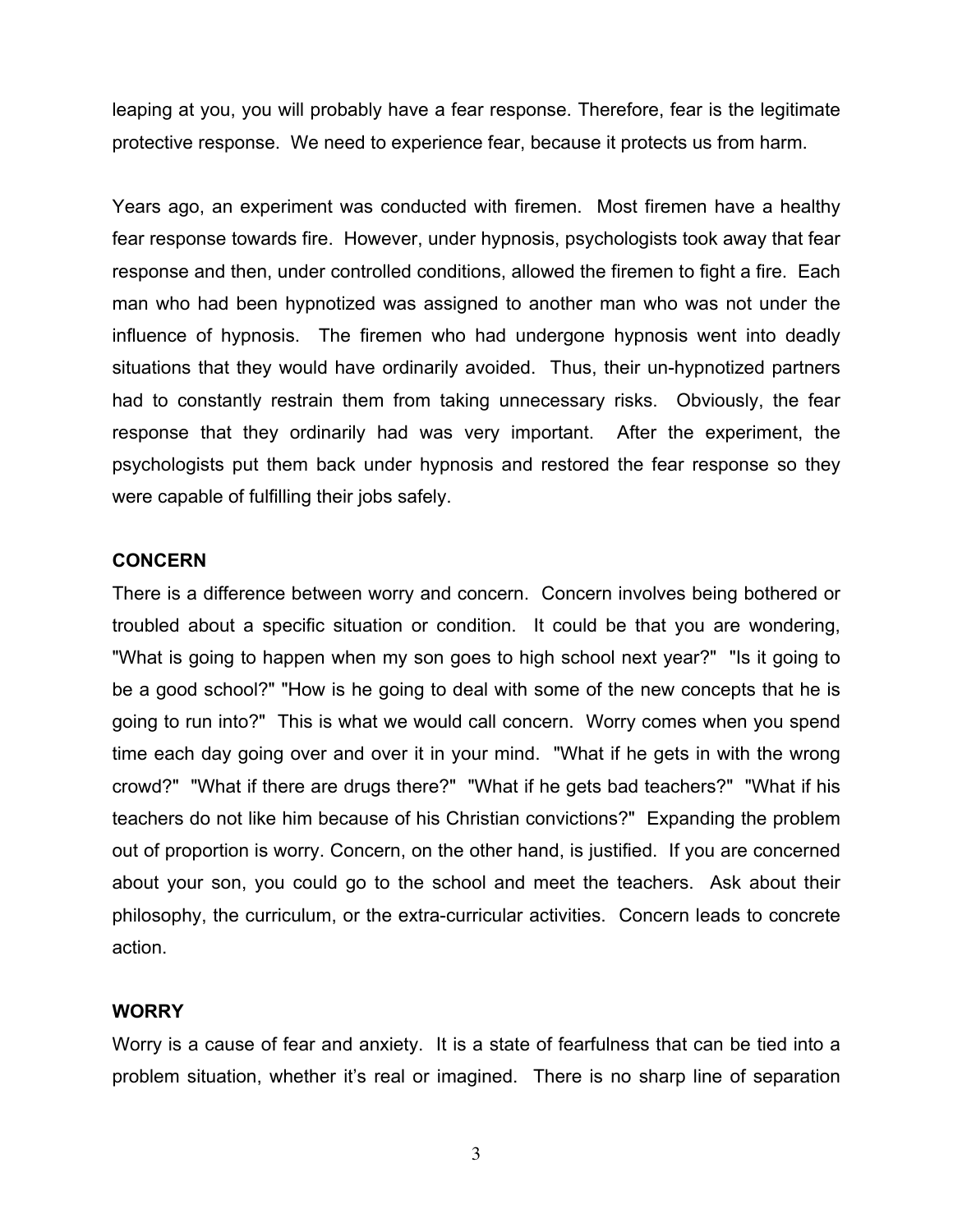leaping at you, you will probably have a fear response. Therefore, fear is the legitimate protective response. We need to experience fear, because it protects us from harm.

Years ago, an experiment was conducted with firemen. Most firemen have a healthy fear response towards fire. However, under hypnosis, psychologists took away that fear response and then, under controlled conditions, allowed the firemen to fight a fire. Each man who had been hypnotized was assigned to another man who was not under the influence of hypnosis. The firemen who had undergone hypnosis went into deadly situations that they would have ordinarily avoided. Thus, their un-hypnotized partners had to constantly restrain them from taking unnecessary risks. Obviously, the fear response that they ordinarily had was very important. After the experiment, the psychologists put them back under hypnosis and restored the fear response so they were capable of fulfilling their jobs safely.

**CONCERN**

There is a difference between worry and concern. Concern involves being bothered or troubled about a specific situation or condition. It could be that you are wondering, "What is going to happen when my son goes to high school next year?" "Is it going to be a good school?" "How is he going to deal with some of the new concepts that he is going to run into?" This is what we would call concern. Worry comes when you spend time each day going over and over it in your mind. "What if he gets in with the wrong crowd?" "What if there are drugs there?" "What if he gets bad teachers?" "What if his teachers do not like him because of his Christian convictions?" Expanding the problem out of proportion is worry. Concern, on the other hand, is justified. If you are concerned about your son, you could go to the school and meet the teachers. Ask about their philosophy, the curriculum, or the extra-curricular activities. Concern leads to concrete action.

**WORRY**

Worry is a cause of fear and anxiety. It is a state of fearfulness that can be tied into a problem situation, whether it's real or imagined. There is no sharp line of separation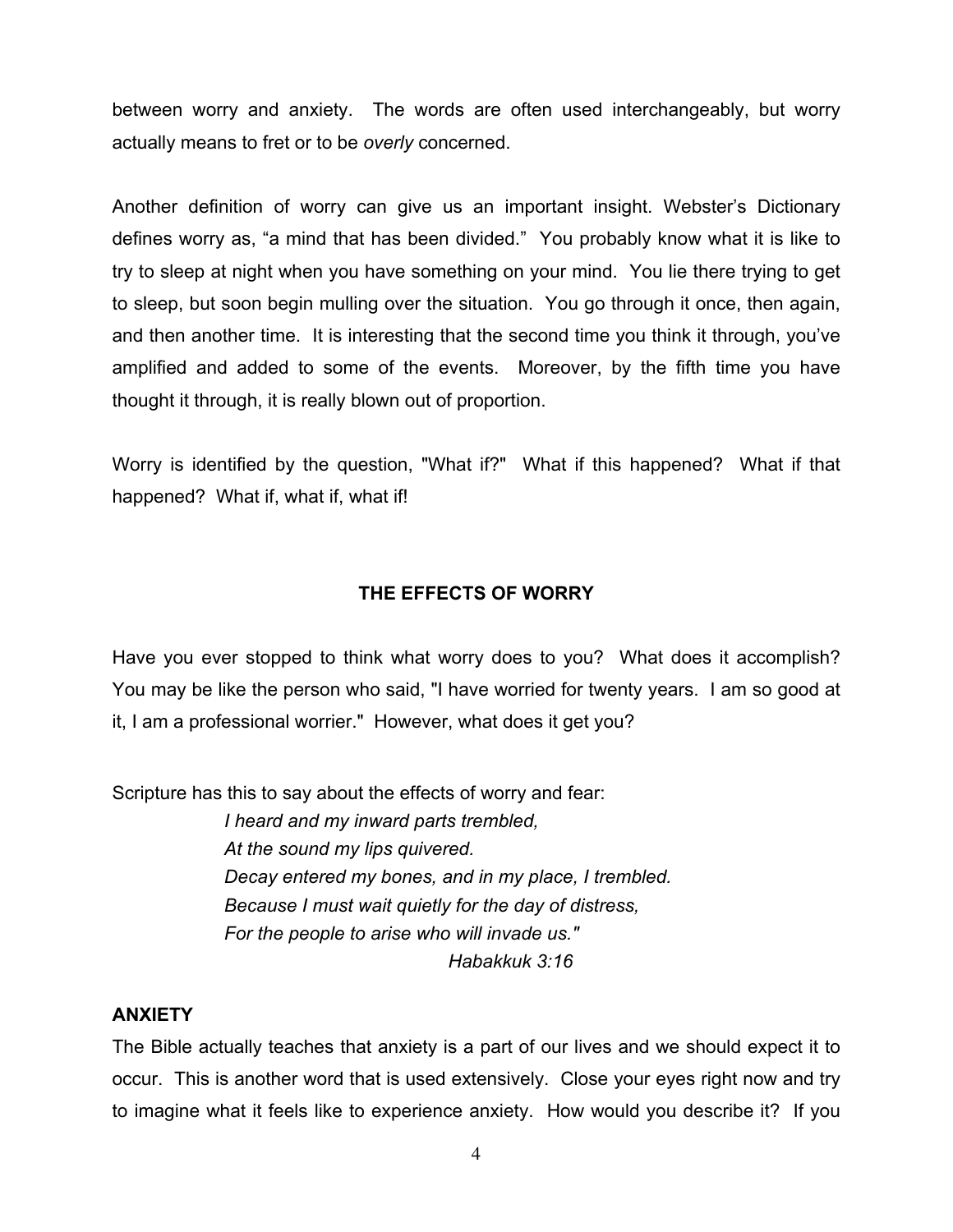between worry and anxiety. The words are often used interchangeably, but worry actually means to fret or to be *overly* concerned.

Another definition of worry can give us an important insight. Webster's Dictionary defines worry as, "a mind that has been divided." You probably know what it is like to try to sleep at night when you have something on your mind. You lie there trying to get to sleep, but soon begin mulling over the situation. You go through it once, then again, and then another time. It is interesting that the second time you think it through, you've amplified and added to some of the events. Moreover, by the fifth time you have thought it through, it is really blown out of proportion.

Worry is identified by the question, "What if?" What if this happened? What if that happened? What if, what if, what if!

## THE EFFECTS OF WORRY

Have you ever stopped to think what worry does to you? What does it accomplish? You may be like the person who said, "I have worried for twenty years. I am so good at it, I am a professional worrier." However, what does it get you?

Scripture has this to say about the effects of worry and fear:

> *I heard and my inward parts trembled,*
> *At the sound my lips quivered.*
> *Decay entered my bones, and in my place, I trembled.*
> *Because I must wait quietly for the day of distress,*
> *For the people to arise who will invade us."*
>
> *Habakkuk 3:16*

**ANXIETY**

The Bible actually teaches that anxiety is a part of our lives and we should expect it to occur. This is another word that is used extensively. Close your eyes right now and try to imagine what it feels like to experience anxiety. How would you describe it? If you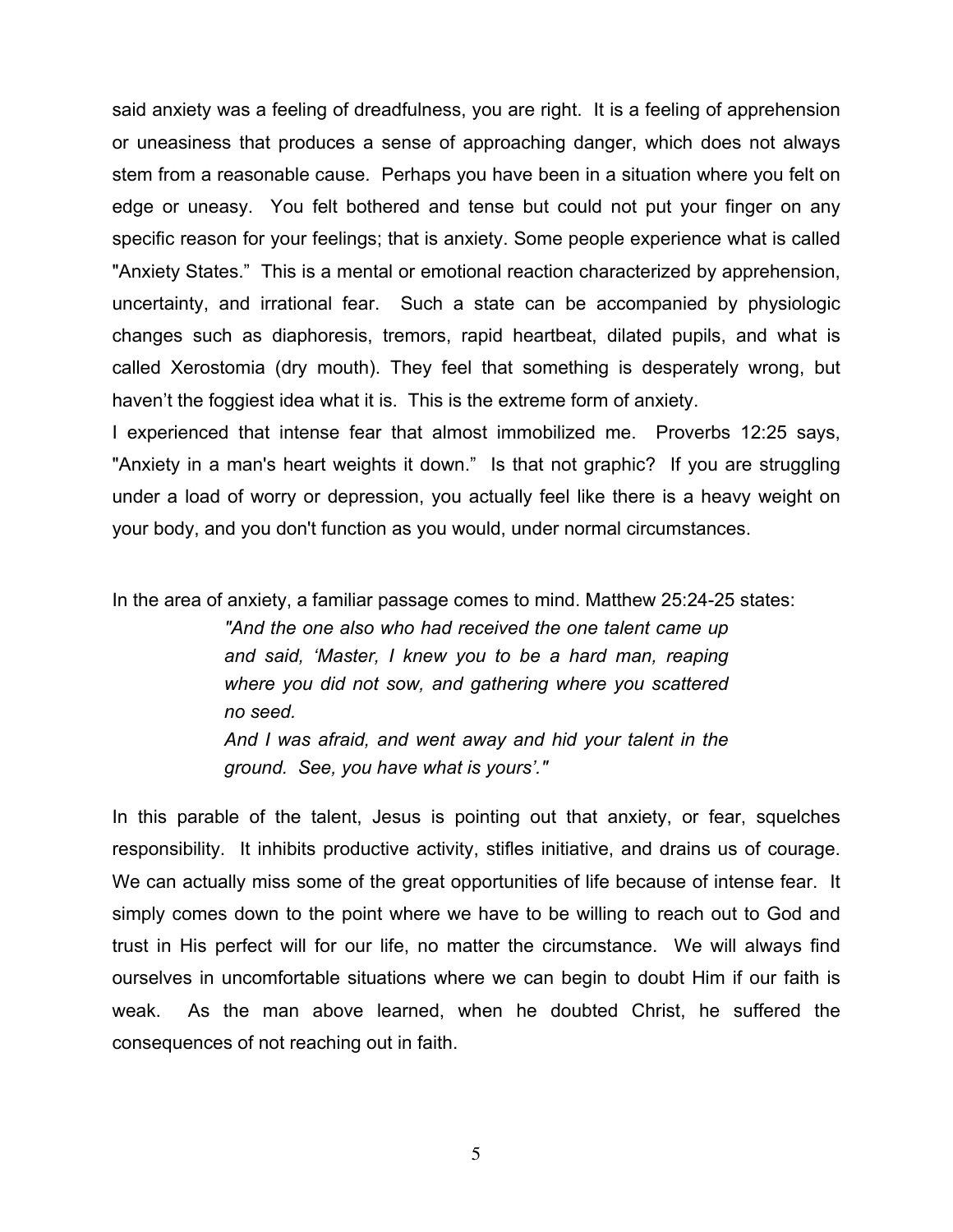said anxiety was a feeling of dreadfulness, you are right. It is a feeling of apprehension or uneasiness that produces a sense of approaching danger, which does not always stem from a reasonable cause. Perhaps you have been in a situation where you felt on edge or uneasy. You felt bothered and tense but could not put your finger on any specific reason for your feelings; that is anxiety. Some people experience what is called "Anxiety States." This is a mental or emotional reaction characterized by apprehension, uncertainty, and irrational fear. Such a state can be accompanied by physiologic changes such as diaphoresis, tremors, rapid heartbeat, dilated pupils, and what is called Xerostomia (dry mouth). They feel that something is desperately wrong, but haven't the foggiest idea what it is. This is the extreme form of anxiety.

I experienced that intense fear that almost immobilized me. Proverbs 12:25 says, "Anxiety in a man's heart weights it down." Is that not graphic? If you are struggling under a load of worry or depression, you actually feel like there is a heavy weight on your body, and you don't function as you would, under normal circumstances.

In the area of anxiety, a familiar passage comes to mind. Matthew 25:24-25 states:

> *"And the one also who had received the one talent came up and said, 'Master, I knew you to be a hard man, reaping where you did not sow, and gathering where you scattered no seed.*
> *And I was afraid, and went away and hid your talent in the ground. See, you have what is yours'."*

In this parable of the talent, Jesus is pointing out that anxiety, or fear, squelches responsibility. It inhibits productive activity, stifles initiative, and drains us of courage. We can actually miss some of the great opportunities of life because of intense fear. It simply comes down to the point where we have to be willing to reach out to God and trust in His perfect will for our life, no matter the circumstance. We will always find ourselves in uncomfortable situations where we can begin to doubt Him if our faith is weak. As the man above learned, when he doubted Christ, he suffered the consequences of not reaching out in faith.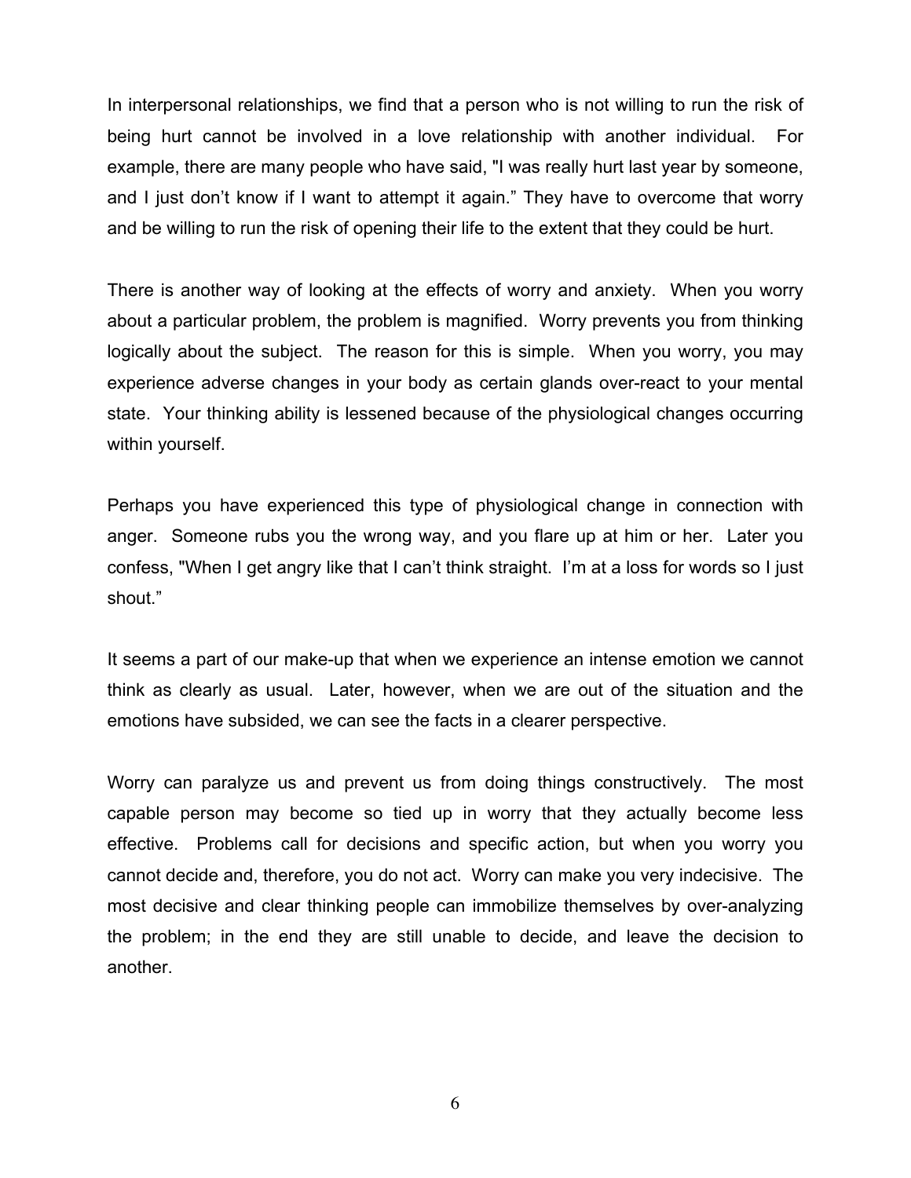In interpersonal relationships, we find that a person who is not willing to run the risk of being hurt cannot be involved in a love relationship with another individual. For example, there are many people who have said, "I was really hurt last year by someone, and I just don't know if I want to attempt it again." They have to overcome that worry and be willing to run the risk of opening their life to the extent that they could be hurt.

There is another way of looking at the effects of worry and anxiety. When you worry about a particular problem, the problem is magnified. Worry prevents you from thinking logically about the subject. The reason for this is simple. When you worry, you may experience adverse changes in your body as certain glands over-react to your mental state. Your thinking ability is lessened because of the physiological changes occurring within yourself.

Perhaps you have experienced this type of physiological change in connection with anger. Someone rubs you the wrong way, and you flare up at him or her. Later you confess, "When I get angry like that I can't think straight. I'm at a loss for words so I just shout."

It seems a part of our make-up that when we experience an intense emotion we cannot think as clearly as usual. Later, however, when we are out of the situation and the emotions have subsided, we can see the facts in a clearer perspective.

Worry can paralyze us and prevent us from doing things constructively. The most capable person may become so tied up in worry that they actually become less effective. Problems call for decisions and specific action, but when you worry you cannot decide and, therefore, you do not act. Worry can make you very indecisive. The most decisive and clear thinking people can immobilize themselves by over-analyzing the problem; in the end they are still unable to decide, and leave the decision to another.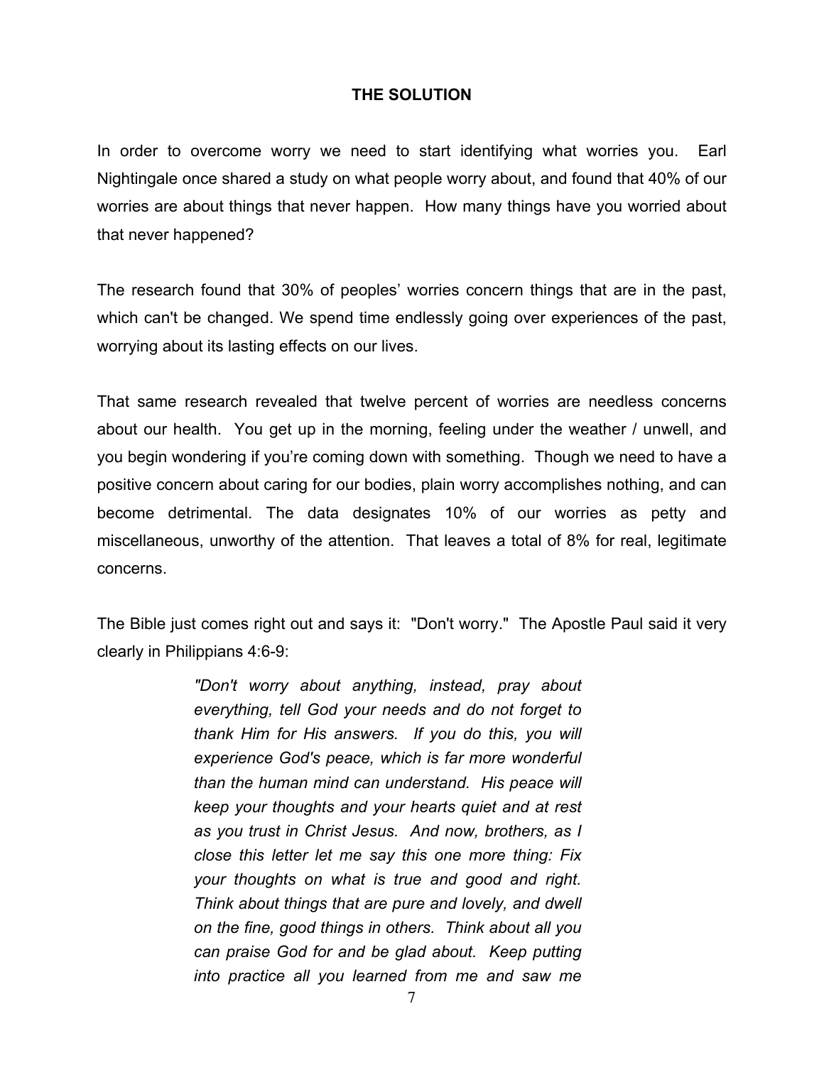## THE SOLUTION

In order to overcome worry we need to start identifying what worries you. Earl Nightingale once shared a study on what people worry about, and found that 40% of our worries are about things that never happen. How many things have you worried about that never happened?

The research found that 30% of peoples' worries concern things that are in the past, which can't be changed. We spend time endlessly going over experiences of the past, worrying about its lasting effects on our lives.

That same research revealed that twelve percent of worries are needless concerns about our health. You get up in the morning, feeling under the weather / unwell, and you begin wondering if you're coming down with something. Though we need to have a positive concern about caring for our bodies, plain worry accomplishes nothing, and can become detrimental. The data designates 10% of our worries as petty and miscellaneous, unworthy of the attention. That leaves a total of 8% for real, legitimate concerns.

The Bible just comes right out and says it: "Don't worry." The Apostle Paul said it very clearly in Philippians 4:6-9:

> *"Don't worry about anything, instead, pray about everything, tell God your needs and do not forget to thank Him for His answers. If you do this, you will experience God's peace, which is far more wonderful than the human mind can understand. His peace will keep your thoughts and your hearts quiet and at rest as you trust in Christ Jesus. And now, brothers, as I close this letter let me say this one more thing: Fix your thoughts on what is true and good and right. Think about things that are pure and lovely, and dwell on the fine, good things in others. Think about all you can praise God for and be glad about. Keep putting into practice all you learned from me and saw me*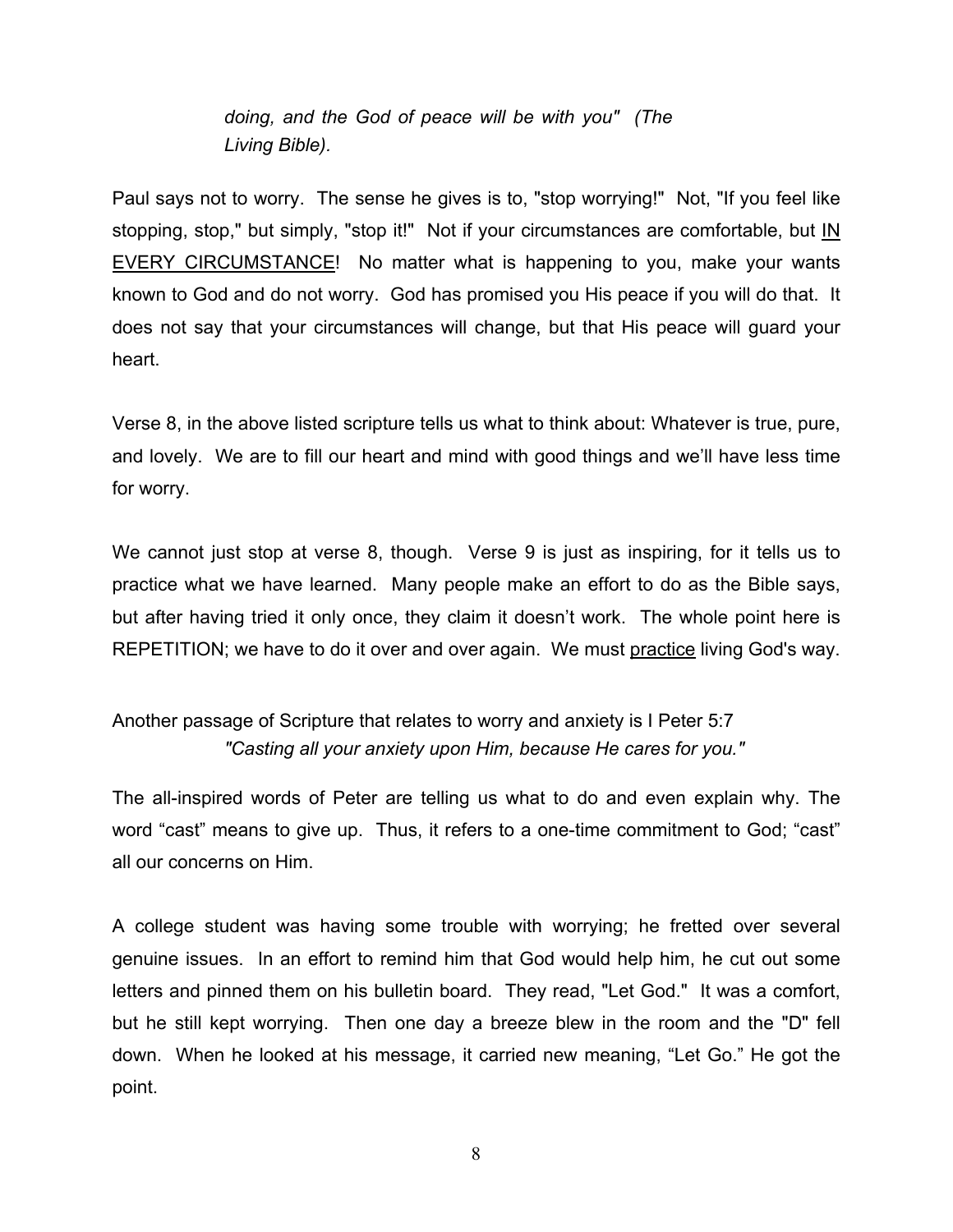*doing, and the God of peace will be with you" (The Living Bible).*

Paul says not to worry. The sense he gives is to, "stop worrying!" Not, "If you feel like stopping, stop," but simply, "stop it!" Not if your circumstances are comfortable, but <u>IN EVERY CIRCUMSTANCE</u>! No matter what is happening to you, make your wants known to God and do not worry. God has promised you His peace if you will do that. It does not say that your circumstances will change, but that His peace will guard your heart.

Verse 8, in the above listed scripture tells us what to think about: Whatever is true, pure, and lovely. We are to fill our heart and mind with good things and we'll have less time for worry.

We cannot just stop at verse 8, though. Verse 9 is just as inspiring, for it tells us to practice what we have learned. Many people make an effort to do as the Bible says, but after having tried it only once, they claim it doesn't work. The whole point here is REPETITION; we have to do it over and over again. We must <u>practice</u> living God's way.

Another passage of Scripture that relates to worry and anxiety is I Peter 5:7

*"Casting all your anxiety upon Him, because He cares for you."*

The all-inspired words of Peter are telling us what to do and even explain why. The word "cast" means to give up. Thus, it refers to a one-time commitment to God; "cast" all our concerns on Him.

A college student was having some trouble with worrying; he fretted over several genuine issues. In an effort to remind him that God would help him, he cut out some letters and pinned them on his bulletin board. They read, "Let God." It was a comfort, but he still kept worrying. Then one day a breeze blew in the room and the "D" fell down. When he looked at his message, it carried new meaning, "Let Go." He got the point.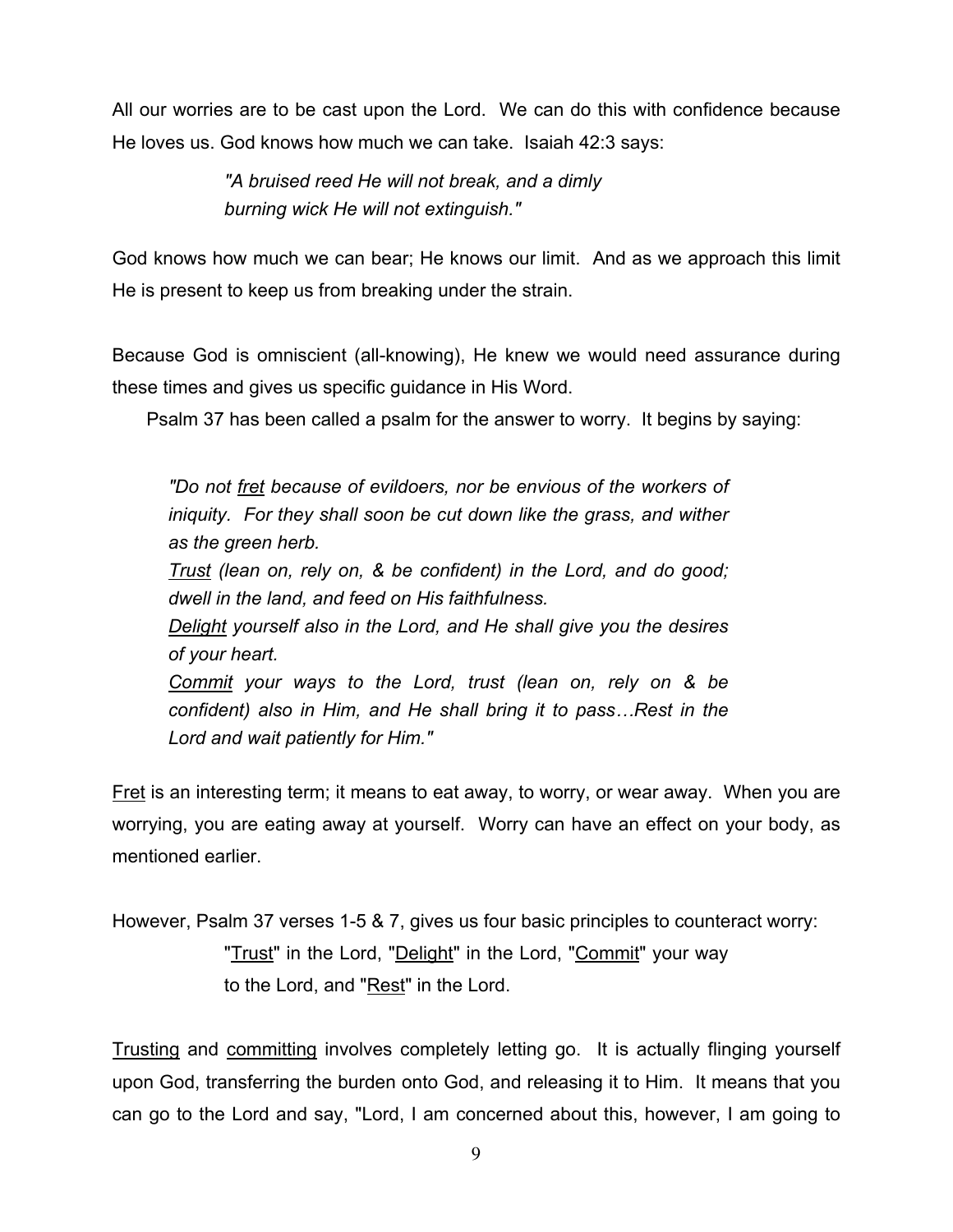All our worries are to be cast upon the Lord. We can do this with confidence because He loves us. God knows how much we can take. Isaiah 42:3 says:

> *"A bruised reed He will not break, and a dimly burning wick He will not extinguish."*

God knows how much we can bear; He knows our limit. And as we approach this limit He is present to keep us from breaking under the strain.

Because God is omniscient (all-knowing), He knew we would need assurance during these times and gives us specific guidance in His Word.

Psalm 37 has been called a psalm for the answer to worry. It begins by saying:

> *"Do not <u>fret</u> because of evildoers, nor be envious of the workers of iniquity. For they shall soon be cut down like the grass, and wither as the green herb.*
> *<u>Trust</u> (lean on, rely on, & be confident) in the Lord, and do good; dwell in the land, and feed on His faithfulness.*
> *<u>Delight</u> yourself also in the Lord, and He shall give you the desires of your heart.*
> *<u>Commit</u> your ways to the Lord, trust (lean on, rely on & be confident) also in Him, and He shall bring it to pass…Rest in the Lord and wait patiently for Him."*

<u>Fret</u> is an interesting term; it means to eat away, to worry, or wear away. When you are worrying, you are eating away at yourself. Worry can have an effect on your body, as mentioned earlier.

However, Psalm 37 verses 1-5 & 7, gives us four basic principles to counteract worry:

> "<u>Trust</u>" in the Lord, "<u>Delight</u>" in the Lord, "<u>Commit</u>" your way to the Lord, and "<u>Rest</u>" in the Lord.

<u>Trusting</u> and <u>committing</u> involves completely letting go. It is actually flinging yourself upon God, transferring the burden onto God, and releasing it to Him. It means that you can go to the Lord and say, "Lord, I am concerned about this, however, I am going to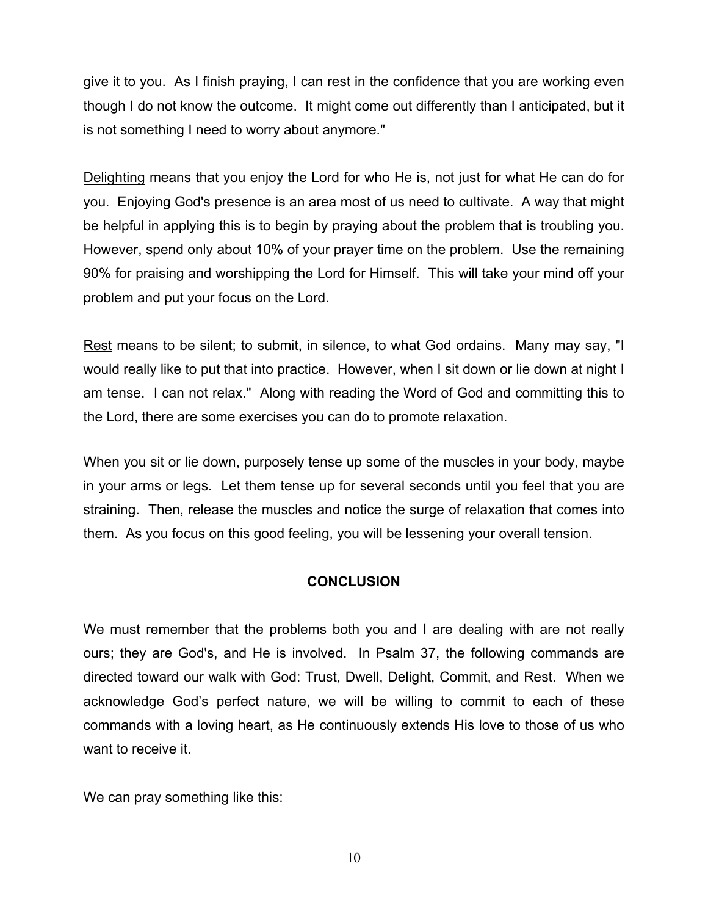give it to you. As I finish praying, I can rest in the confidence that you are working even though I do not know the outcome. It might come out differently than I anticipated, but it is not something I need to worry about anymore."

<u>Delighting</u> means that you enjoy the Lord for who He is, not just for what He can do for you. Enjoying God's presence is an area most of us need to cultivate. A way that might be helpful in applying this is to begin by praying about the problem that is troubling you. However, spend only about 10% of your prayer time on the problem. Use the remaining 90% for praising and worshipping the Lord for Himself. This will take your mind off your problem and put your focus on the Lord.

<u>Rest</u> means to be silent; to submit, in silence, to what God ordains. Many may say, "I would really like to put that into practice. However, when I sit down or lie down at night I am tense. I can not relax." Along with reading the Word of God and committing this to the Lord, there are some exercises you can do to promote relaxation.

When you sit or lie down, purposely tense up some of the muscles in your body, maybe in your arms or legs. Let them tense up for several seconds until you feel that you are straining. Then, release the muscles and notice the surge of relaxation that comes into them. As you focus on this good feeling, you will be lessening your overall tension.

## CONCLUSION

We must remember that the problems both you and I are dealing with are not really ours; they are God's, and He is involved. In Psalm 37, the following commands are directed toward our walk with God: Trust, Dwell, Delight, Commit, and Rest. When we acknowledge God's perfect nature, we will be willing to commit to each of these commands with a loving heart, as He continuously extends His love to those of us who want to receive it.

We can pray something like this: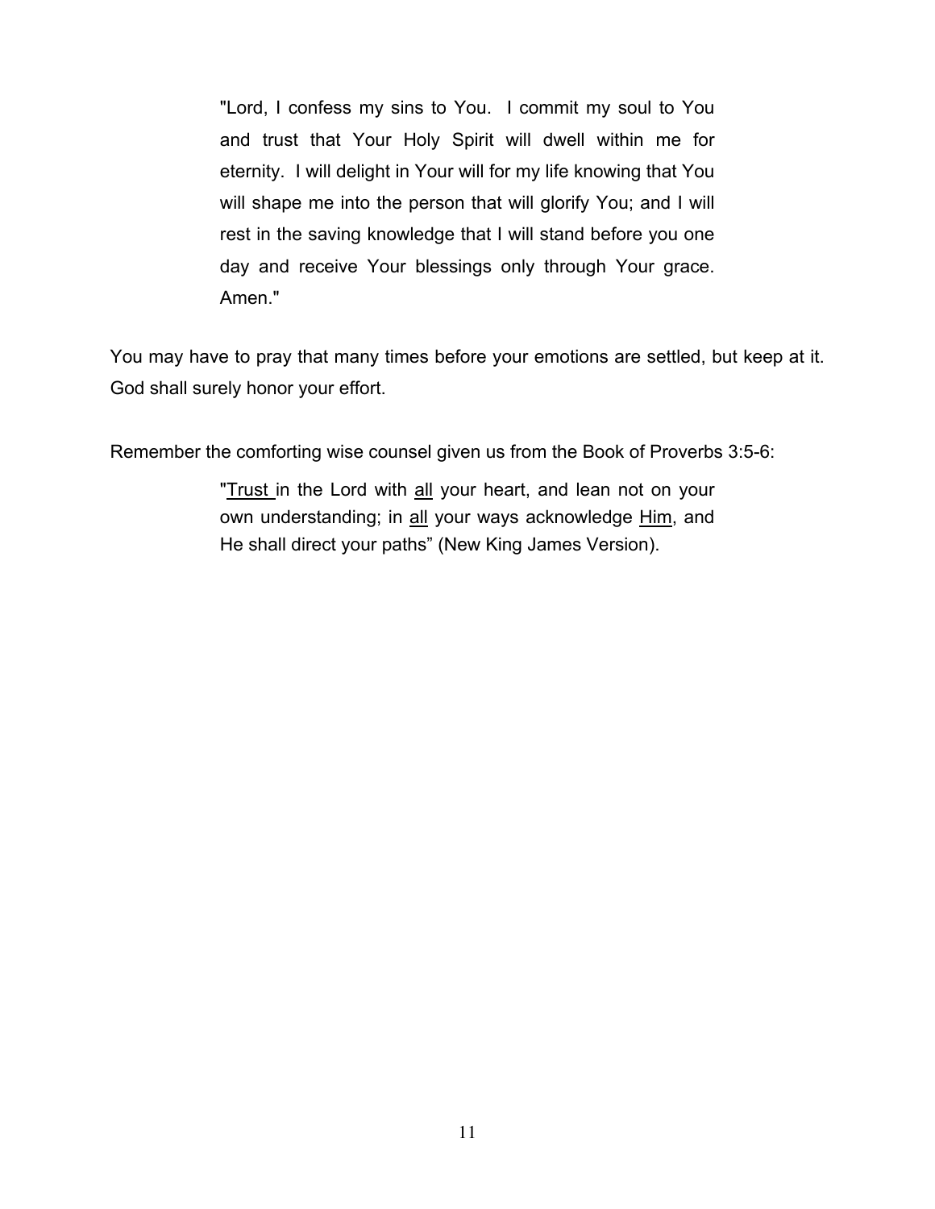> "Lord, I confess my sins to You. I commit my soul to You and trust that Your Holy Spirit will dwell within me for eternity. I will delight in Your will for my life knowing that You will shape me into the person that will glorify You; and I will rest in the saving knowledge that I will stand before you one day and receive Your blessings only through Your grace. Amen."

You may have to pray that many times before your emotions are settled, but keep at it. God shall surely honor your effort.

Remember the comforting wise counsel given us from the Book of Proverbs 3:5-6:

> "<u>Trust</u> in the Lord with <u>all</u> your heart, and lean not on your own understanding; in <u>all</u> your ways acknowledge <u>Him</u>, and He shall direct your paths" (New King James Version).